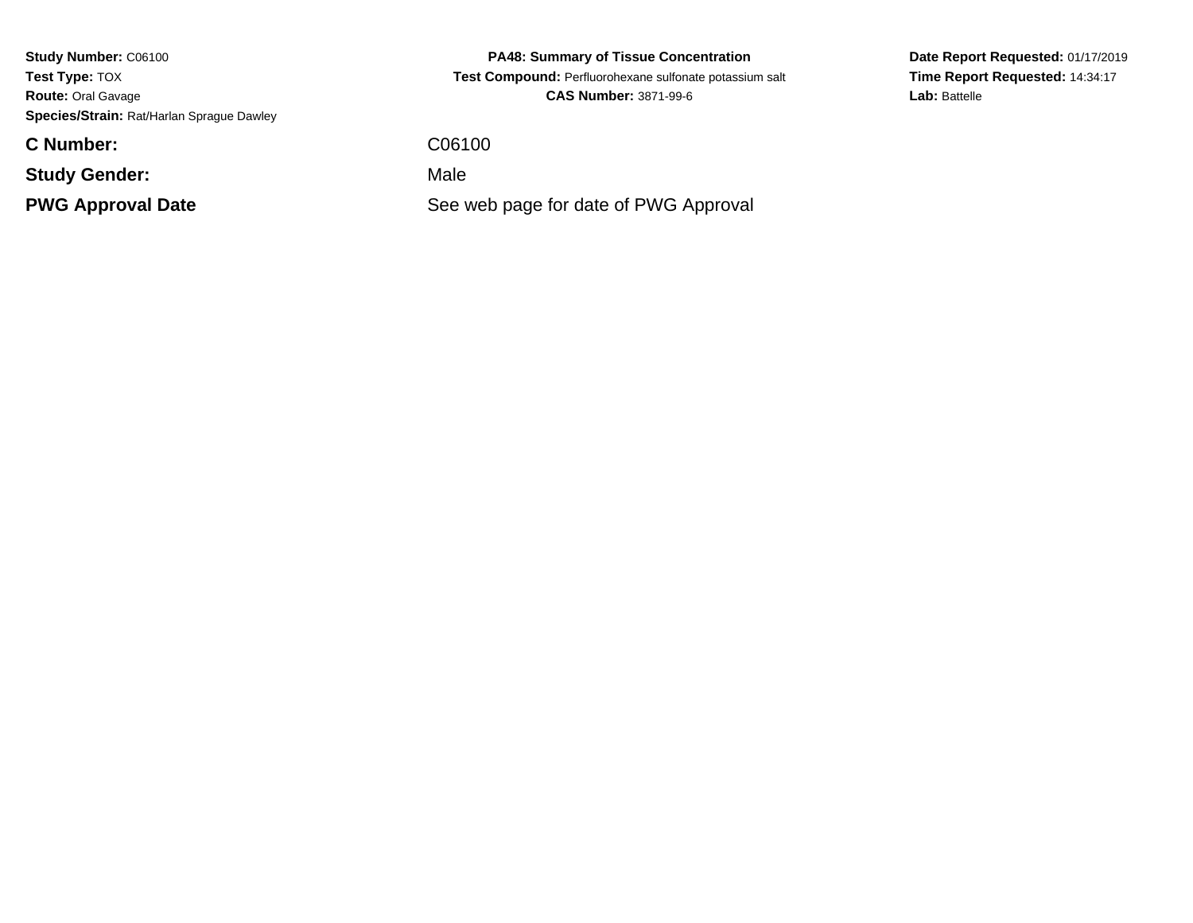**Study Number:** C06100
**Test Type:** TOX
**Route:** Oral Gavage
**Species/Strain:** Rat/Harlan Sprague Dawley

**PA48: Summary of Tissue Concentration**
**Test Compound:** Perfluorohexane sulfonate potassium salt
**CAS Number:** 3871-99-6

**Date Report Requested:** 01/17/2019
**Time Report Requested:** 14:34:17
**Lab:** Battelle

| | |
|---|---|
| **C Number:** | C06100 |
| **Study Gender:** | Male |
| **PWG Approval Date** | See web page for date of PWG Approval |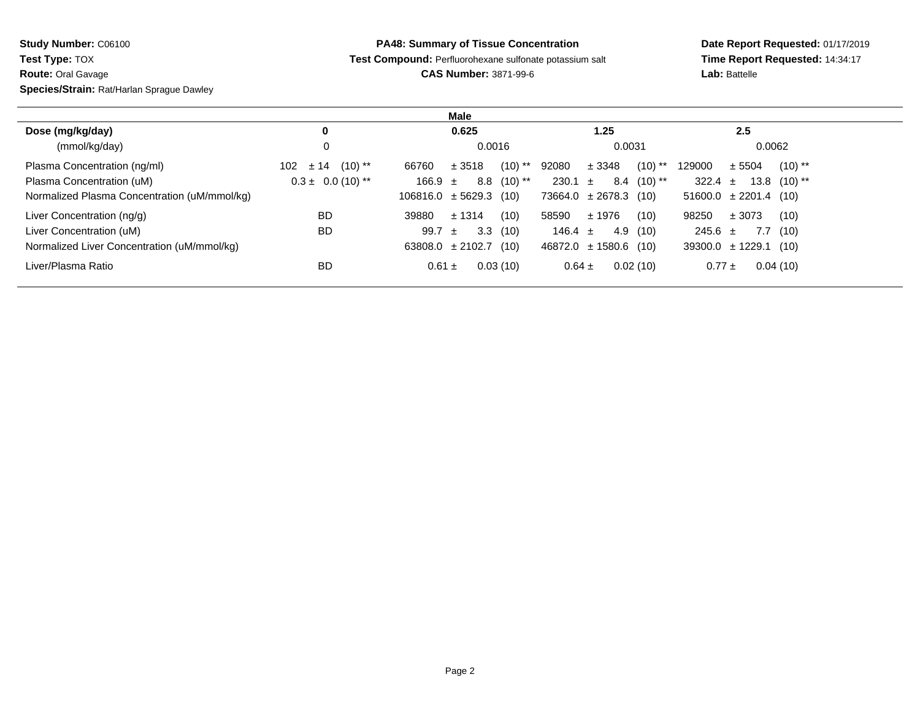**Study Number:** C06100
**Test Type:** TOX
**Route:** Oral Gavage
**Species/Strain:** Rat/Harlan Sprague Dawley

**PA48: Summary of Tissue Concentration**
**Test Compound:** Perfluorohexane sulfonate potassium salt
**CAS Number:** 3871-99-6

**Date Report Requested:** 01/17/2019
**Time Report Requested:** 14:34:17
**Lab:** Battelle

| | Male | | | |
|---|---|---|---|---|
| **Dose (mg/kg/day)** | **0** | **0.625** | **1.25** | **2.5** |
| (mmol/kg/day) | 0 | 0.0016 | 0.0031 | 0.0062 |
| Plasma Concentration (ng/ml) | 102 ± 14 (10) ** | 66760 ± 3518 (10) ** | 92080 ± 3348 (10) ** | 129000 ± 5504 (10) ** |
| Plasma Concentration (uM) | 0.3 ± 0.0 (10) ** | 166.9 ± 8.8 (10) ** | 230.1 ± 8.4 (10) ** | 322.4 ± 13.8 (10) ** |
| Normalized Plasma Concentration (uM/mmol/kg) | | 106816.0 ± 5629.3 (10) | 73664.0 ± 2678.3 (10) | 51600.0 ± 2201.4 (10) |
| Liver Concentration (ng/g) | BD | 39880 ± 1314 (10) | 58590 ± 1976 (10) | 98250 ± 3073 (10) |
| Liver Concentration (uM) | BD | 99.7 ± 3.3 (10) | 146.4 ± 4.9 (10) | 245.6 ± 7.7 (10) |
| Normalized Liver Concentration (uM/mmol/kg) | | 63808.0 ± 2102.7 (10) | 46872.0 ± 1580.6 (10) | 39300.0 ± 1229.1 (10) |
| Liver/Plasma Ratio | BD | 0.61 ± 0.03 (10) | 0.64 ± 0.02 (10) | 0.77 ± 0.04 (10) |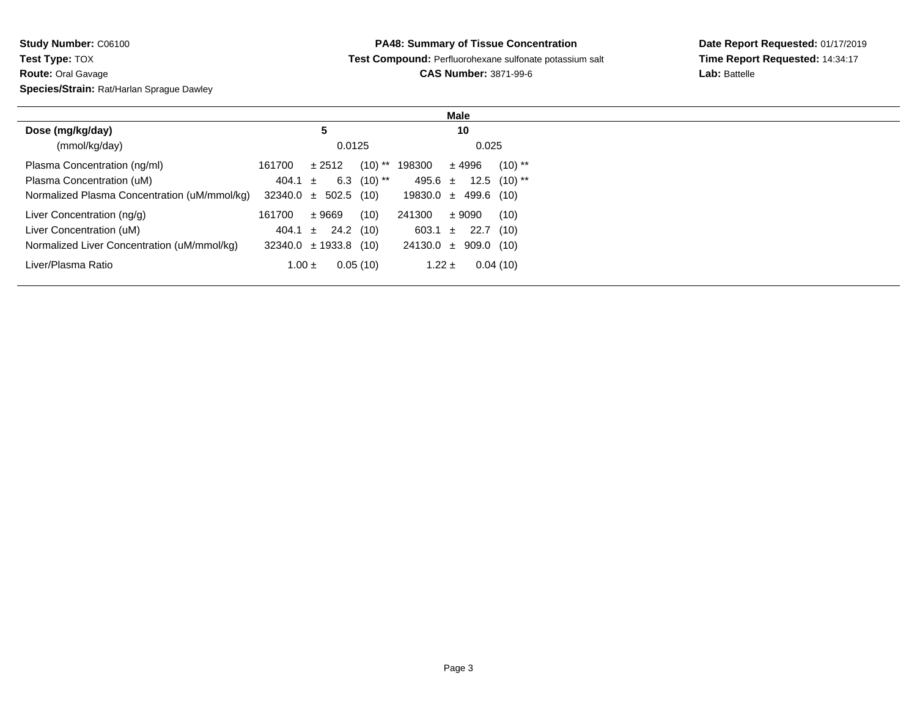**Study Number:** C06100
**Test Type:** TOX
**Route:** Oral Gavage
**Species/Strain:** Rat/Harlan Sprague Dawley

**PA48: Summary of Tissue Concentration**
**Test Compound:** Perfluorohexane sulfonate potassium salt
**CAS Number:** 3871-99-6

**Date Report Requested:** 01/17/2019
**Time Report Requested:** 14:34:17
**Lab:** Battelle

| | Male | |
|---|---|---|
| **Dose (mg/kg/day)** | **5** | **10** |
| (mmol/kg/day) | 0.0125 | 0.025 |
| Plasma Concentration (ng/ml) | 161700 ± 2512 (10) ** | 198300 ± 4996 (10) ** |
| Plasma Concentration (uM) | 404.1 ± 6.3 (10) ** | 495.6 ± 12.5 (10) ** |
| Normalized Plasma Concentration (uM/mmol/kg) | 32340.0 ± 502.5 (10) | 19830.0 ± 499.6 (10) |
| Liver Concentration (ng/g) | 161700 ± 9669 (10) | 241300 ± 9090 (10) |
| Liver Concentration (uM) | 404.1 ± 24.2 (10) | 603.1 ± 22.7 (10) |
| Normalized Liver Concentration (uM/mmol/kg) | 32340.0 ± 1933.8 (10) | 24130.0 ± 909.0 (10) |
| Liver/Plasma Ratio | 1.00 ± 0.05 (10) | 1.22 ± 0.04 (10) |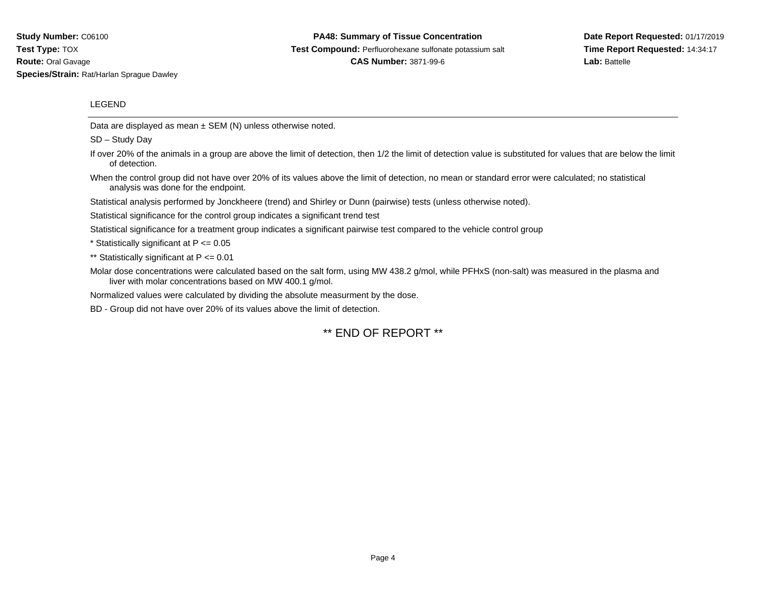**Study Number:** C06100
**Test Type:** TOX
**Route:** Oral Gavage
**Species/Strain:** Rat/Harlan Sprague Dawley

**PA48: Summary of Tissue Concentration**
**Test Compound:** Perfluorohexane sulfonate potassium salt
**CAS Number:** 3871-99-6

**Date Report Requested:** 01/17/2019
**Time Report Requested:** 14:34:17
**Lab:** Battelle

LEGEND

---

Data are displayed as mean ± SEM (N) unless otherwise noted.

SD – Study Day

If over 20% of the animals in a group are above the limit of detection, then 1/2 the limit of detection value is substituted for values that are below the limit of detection.

When the control group did not have over 20% of its values above the limit of detection, no mean or standard error were calculated; no statistical analysis was done for the endpoint.

Statistical analysis performed by Jonckheere (trend) and Shirley or Dunn (pairwise) tests (unless otherwise noted).

Statistical significance for the control group indicates a significant trend test

Statistical significance for a treatment group indicates a significant pairwise test compared to the vehicle control group

* Statistically significant at $P <= 0.05$

** Statistically significant at $P <= 0.01$

Molar dose concentrations were calculated based on the salt form, using MW 438.2 g/mol, while PFHxS (non-salt) was measured in the plasma and liver with molar concentrations based on MW 400.1 g/mol.

Normalized values were calculated by dividing the absolute measurment by the dose.

BD - Group did not have over 20% of its values above the limit of detection.

** END OF REPORT **